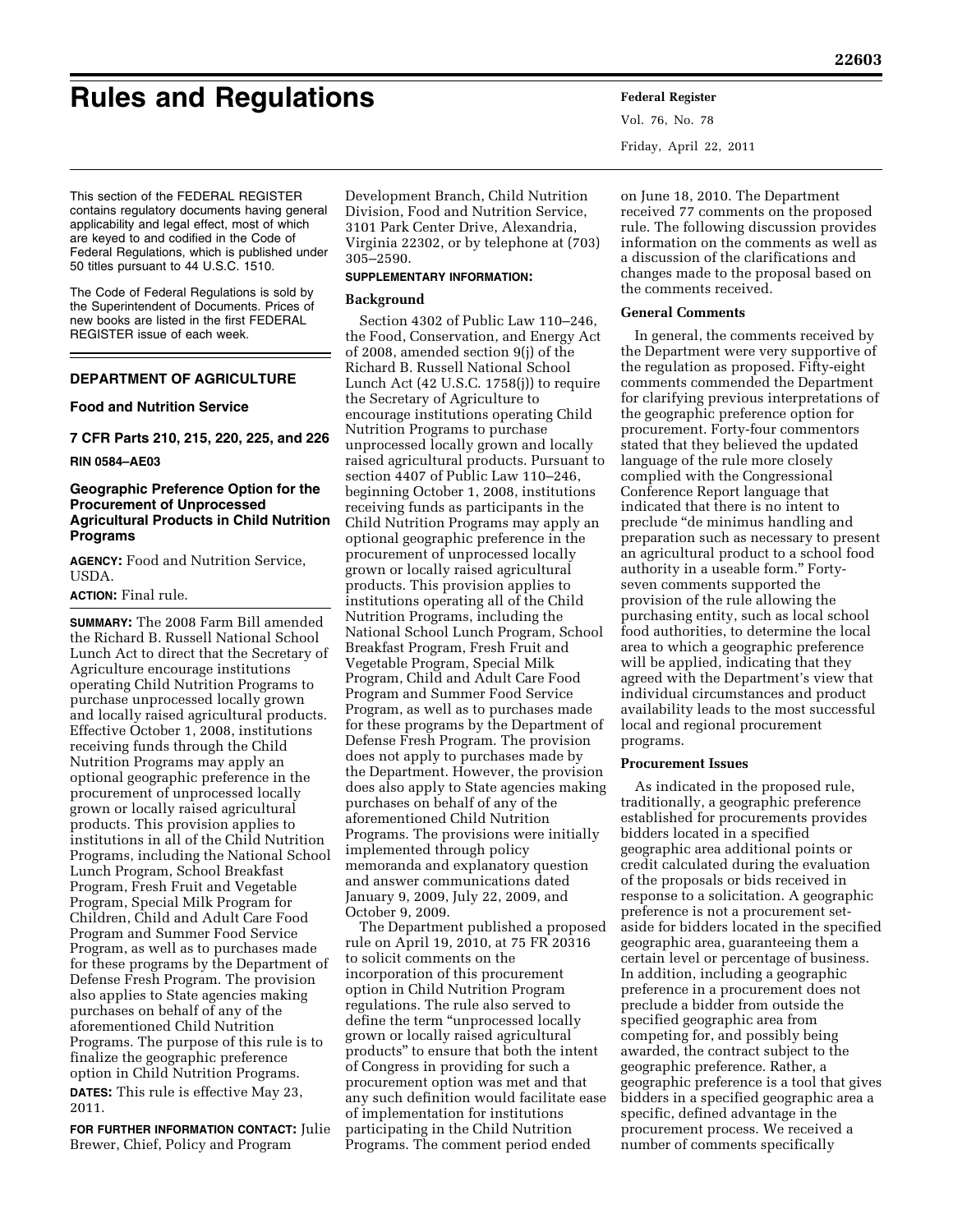# Rules and Regulations

This section of the FEDERAL REGISTER contains regulatory documents having general applicability and legal effect, most of which are keyed to and codified in the Code of Federal Regulations, which is published under 50 titles pursuant to 44 U.S.C. 1510.

The Code of Federal Regulations is sold by the Superintendent of Documents. Prices of new books are listed in the first FEDERAL REGISTER issue of each week.

## DEPARTMENT OF AGRICULTURE

### Food and Nutrition Service

### 7 CFR Parts 210, 215, 220, 225, and 226

**RIN 0584–AE03**

### Geographic Preference Option for the Procurement of Unprocessed Agricultural Products in Child Nutrition Programs

**AGENCY:** Food and Nutrition Service, USDA.

**ACTION:** Final rule.

**SUMMARY:** The 2008 Farm Bill amended the Richard B. Russell National School Lunch Act to direct that the Secretary of Agriculture encourage institutions operating Child Nutrition Programs to purchase unprocessed locally grown and locally raised agricultural products. Effective October 1, 2008, institutions receiving funds through the Child Nutrition Programs may apply an optional geographic preference in the procurement of unprocessed locally grown or locally raised agricultural products. This provision applies to institutions in all of the Child Nutrition Programs, including the National School Lunch Program, School Breakfast Program, Fresh Fruit and Vegetable Program, Special Milk Program for Children, Child and Adult Care Food Program and Summer Food Service Program, as well as to purchases made for these programs by the Department of Defense Fresh Program. The provision also applies to State agencies making purchases on behalf of any of the aforementioned Child Nutrition Programs. The purpose of this rule is to finalize the geographic preference option in Child Nutrition Programs.

**DATES:** This rule is effective May 23, 2011.

**FOR FURTHER INFORMATION CONTACT:** Julie Brewer, Chief, Policy and Program Development Branch, Child Nutrition Division, Food and Nutrition Service, 3101 Park Center Drive, Alexandria, Virginia 22302, or by telephone at (703) 305–2590.

**SUPPLEMENTARY INFORMATION:**

#### Background

Section 4302 of Public Law 110–246, the Food, Conservation, and Energy Act of 2008, amended section 9(j) of the Richard B. Russell National School Lunch Act (42 U.S.C. 1758(j)) to require the Secretary of Agriculture to encourage institutions operating Child Nutrition Programs to purchase unprocessed locally grown and locally raised agricultural products. Pursuant to section 4407 of Public Law 110–246, beginning October 1, 2008, institutions receiving funds as participants in the Child Nutrition Programs may apply an optional geographic preference in the procurement of unprocessed locally grown or locally raised agricultural products. This provision applies to institutions operating all of the Child Nutrition Programs, including the National School Lunch Program, School Breakfast Program, Fresh Fruit and Vegetable Program, Special Milk Program, Child and Adult Care Food Program and Summer Food Service Program, as well as to purchases made for these programs by the Department of Defense Fresh Program. The provision does not apply to purchases made by the Department. However, the provision does also apply to State agencies making purchases on behalf of any of the aforementioned Child Nutrition Programs. The provisions were initially implemented through policy memoranda and explanatory question and answer communications dated January 9, 2009, July 22, 2009, and October 9, 2009.

The Department published a proposed rule on April 19, 2010, at 75 FR 20316 to solicit comments on the incorporation of this procurement option in Child Nutrition Program regulations. The rule also served to define the term "unprocessed locally grown or locally raised agricultural products" to ensure that both the intent of Congress in providing for such a procurement option was met and that any such definition would facilitate ease of implementation for institutions participating in the Child Nutrition Programs. The comment period ended on June 18, 2010. The Department received 77 comments on the proposed rule. The following discussion provides information on the comments as well as a discussion of the clarifications and changes made to the proposal based on the comments received.

#### General Comments

In general, the comments received by the Department were very supportive of the regulation as proposed. Fifty-eight comments commended the Department for clarifying previous interpretations of the geographic preference option for procurement. Forty-four commentors stated that they believed the updated language of the rule more closely complied with the Congressional Conference Report language that indicated that there is no intent to preclude "de minimus handling and preparation such as necessary to present an agricultural product to a school food authority in a useable form." Forty-seven comments supported the provision of the rule allowing the purchasing entity, such as local school food authorities, to determine the local area to which a geographic preference will be applied, indicating that they agreed with the Department's view that individual circumstances and product availability leads to the most successful local and regional procurement programs.

#### Procurement Issues

As indicated in the proposed rule, traditionally, a geographic preference established for procurements provides bidders located in a specified geographic area additional points or credit calculated during the evaluation of the proposals or bids received in response to a solicitation. A geographic preference is not a procurement set-aside for bidders located in the specified geographic area, guaranteeing them a certain level or percentage of business. In addition, including a geographic preference in a procurement does not preclude a bidder from outside the specified geographic area from competing for, and possibly being awarded, the contract subject to the geographic preference. Rather, a geographic preference is a tool that gives bidders in a specified geographic area a specific, defined advantage in the procurement process. We received a number of comments specifically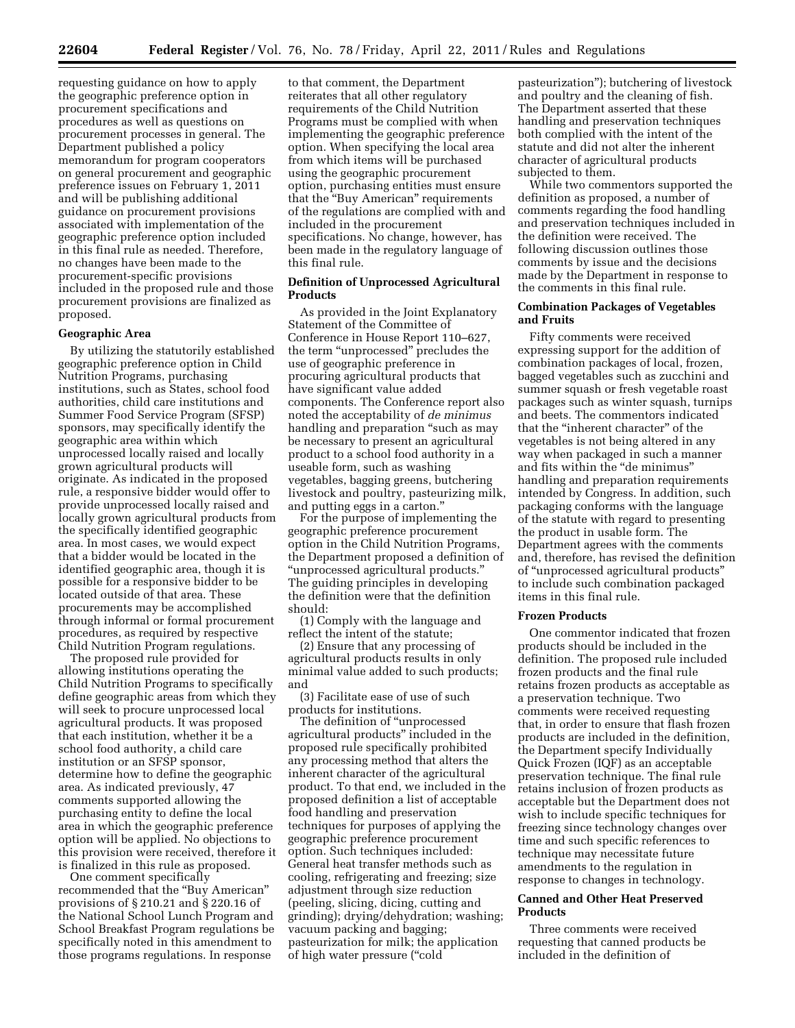requesting guidance on how to apply the geographic preference option in procurement specifications and procedures as well as questions on procurement processes in general. The Department published a policy memorandum for program cooperators on general procurement and geographic preference issues on February 1, 2011 and will be publishing additional guidance on procurement provisions associated with implementation of the geographic preference option included in this final rule as needed. Therefore, no changes have been made to the procurement-specific provisions included in the proposed rule and those procurement provisions are finalized as proposed.

**Geographic Area**

By utilizing the statutorily established geographic preference option in Child Nutrition Programs, purchasing institutions, such as States, school food authorities, child care institutions and Summer Food Service Program (SFSP) sponsors, may specifically identify the geographic area within which unprocessed locally raised and locally grown agricultural products will originate. As indicated in the proposed rule, a responsive bidder would offer to provide unprocessed locally raised and locally grown agricultural products from the specifically identified geographic area. In most cases, we would expect that a bidder would be located in the identified geographic area, though it is possible for a responsive bidder to be located outside of that area. These procurements may be accomplished through informal or formal procurement procedures, as required by respective Child Nutrition Program regulations.

The proposed rule provided for allowing institutions operating the Child Nutrition Programs to specifically define geographic areas from which they will seek to procure unprocessed local agricultural products. It was proposed that each institution, whether it be a school food authority, a child care institution or an SFSP sponsor, determine how to define the geographic area. As indicated previously, 47 comments supported allowing the purchasing entity to define the local area in which the geographic preference option will be applied. No objections to this provision were received, therefore it is finalized in this rule as proposed.

One comment specifically recommended that the "Buy American" provisions of § 210.21 and § 220.16 of the National School Lunch Program and School Breakfast Program regulations be specifically noted in this amendment to those programs regulations. In response to that comment, the Department reiterates that all other regulatory requirements of the Child Nutrition Programs must be complied with when implementing the geographic preference option. When specifying the local area from which items will be purchased using the geographic procurement option, purchasing entities must ensure that the "Buy American" requirements of the regulations are complied with and included in the procurement specifications. No change, however, has been made in the regulatory language of this final rule.

**Definition of Unprocessed Agricultural Products**

As provided in the Joint Explanatory Statement of the Committee of Conference in House Report 110–627, the term "unprocessed" precludes the use of geographic preference in procuring agricultural products that have significant value added components. The Conference report also noted the acceptability of *de minimus* handling and preparation "such as may be necessary to present an agricultural product to a school food authority in a useable form, such as washing vegetables, bagging greens, butchering livestock and poultry, pasteurizing milk, and putting eggs in a carton."

For the purpose of implementing the geographic preference procurement option in the Child Nutrition Programs, the Department proposed a definition of "unprocessed agricultural products." The guiding principles in developing the definition were that the definition should:

(1) Comply with the language and reflect the intent of the statute;

(2) Ensure that any processing of agricultural products results in only minimal value added to such products; and

(3) Facilitate ease of use of such products for institutions.

The definition of "unprocessed agricultural products" included in the proposed rule specifically prohibited any processing method that alters the inherent character of the agricultural product. To that end, we included in the proposed definition a list of acceptable food handling and preservation techniques for purposes of applying the geographic preference procurement option. Such techniques included: General heat transfer methods such as cooling, refrigerating and freezing; size adjustment through size reduction (peeling, slicing, dicing, cutting and grinding); drying/dehydration; washing; vacuum packing and bagging; pasteurization for milk; the application of high water pressure ("cold pasteurization"); butchering of livestock and poultry and the cleaning of fish. The Department asserted that these handling and preservation techniques both complied with the intent of the statute and did not alter the inherent character of agricultural products subjected to them.

While two commentors supported the definition as proposed, a number of comments regarding the food handling and preservation techniques included in the definition were received. The following discussion outlines those comments by issue and the decisions made by the Department in response to the comments in this final rule.

**Combination Packages of Vegetables and Fruits**

Fifty comments were received expressing support for the addition of combination packages of local, frozen, bagged vegetables such as zucchini and summer squash or fresh vegetable roast packages such as winter squash, turnips and beets. The commentors indicated that the "inherent character" of the vegetables is not being altered in any way when packaged in such a manner and fits within the "de minimus" handling and preparation requirements intended by Congress. In addition, such packaging conforms with the language of the statute with regard to presenting the product in usable form. The Department agrees with the comments and, therefore, has revised the definition of "unprocessed agricultural products" to include such combination packaged items in this final rule.

**Frozen Products**

One commentor indicated that frozen products should be included in the definition. The proposed rule included frozen products and the final rule retains frozen products as acceptable as a preservation technique. Two comments were received requesting that, in order to ensure that flash frozen products are included in the definition, the Department specify Individually Quick Frozen (IQF) as an acceptable preservation technique. The final rule retains inclusion of frozen products as acceptable but the Department does not wish to include specific techniques for freezing since technology changes over time and such specific references to technique may necessitate future amendments to the regulation in response to changes in technology.

**Canned and Other Heat Preserved Products**

Three comments were received requesting that canned products be included in the definition of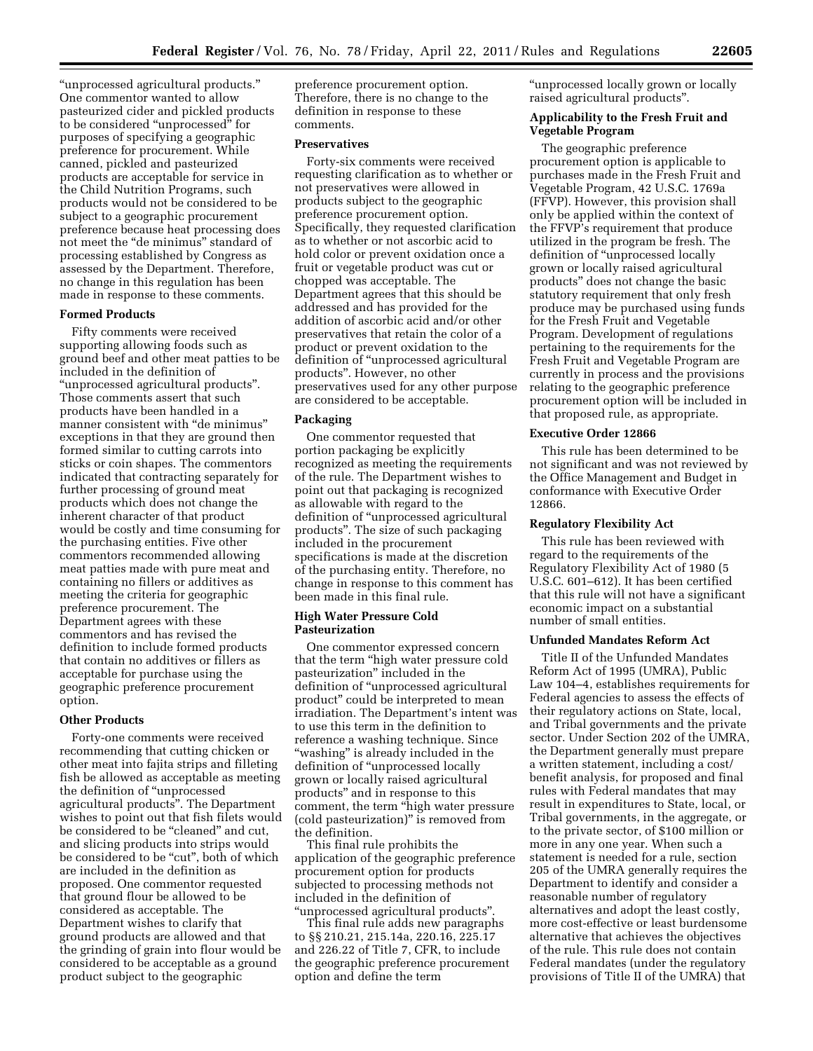"unprocessed agricultural products." One commentor wanted to allow pasteurized cider and pickled products to be considered "unprocessed" for purposes of specifying a geographic preference for procurement. While canned, pickled and pasteurized products are acceptable for service in the Child Nutrition Programs, such products would not be considered to be subject to a geographic procurement preference because heat processing does not meet the "de minimus" standard of processing established by Congress as assessed by the Department. Therefore, no change in this regulation has been made in response to these comments.

**Formed Products**

Fifty comments were received supporting allowing foods such as ground beef and other meat patties to be included in the definition of "unprocessed agricultural products". Those comments assert that such products have been handled in a manner consistent with "de minimus" exceptions in that they are ground then formed similar to cutting carrots into sticks or coin shapes. The commentors indicated that contracting separately for further processing of ground meat products which does not change the inherent character of that product would be costly and time consuming for the purchasing entities. Five other commentors recommended allowing meat patties made with pure meat and containing no fillers or additives as meeting the criteria for geographic preference procurement. The Department agrees with these commentors and has revised the definition to include formed products that contain no additives or fillers as acceptable for purchase using the geographic preference procurement option.

**Other Products**

Forty-one comments were received recommending that cutting chicken or other meat into fajita strips and filleting fish be allowed as acceptable as meeting the definition of "unprocessed agricultural products". The Department wishes to point out that fish filets would be considered to be "cleaned" and cut, and slicing products into strips would be considered to be "cut", both of which are included in the definition as proposed. One commentor requested that ground flour be allowed to be considered as acceptable. The Department wishes to clarify that ground products are allowed and that the grinding of grain into flour would be considered to be acceptable as a ground product subject to the geographic preference procurement option. Therefore, there is no change to the definition in response to these comments.

**Preservatives**

Forty-six comments were received requesting clarification as to whether or not preservatives were allowed in products subject to the geographic preference procurement option. Specifically, they requested clarification as to whether or not ascorbic acid to hold color or prevent oxidation once a fruit or vegetable product was cut or chopped was acceptable. The Department agrees that this should be addressed and has provided for the addition of ascorbic acid and/or other preservatives that retain the color of a product or prevent oxidation to the definition of "unprocessed agricultural products". However, no other preservatives used for any other purpose are considered to be acceptable.

**Packaging**

One commentor requested that portion packaging be explicitly recognized as meeting the requirements of the rule. The Department wishes to point out that packaging is recognized as allowable with regard to the definition of "unprocessed agricultural products". The size of such packaging included in the procurement specifications is made at the discretion of the purchasing entity. Therefore, no change in response to this comment has been made in this final rule.

**High Water Pressure Cold Pasteurization**

One commentor expressed concern that the term "high water pressure cold pasteurization" included in the definition of "unprocessed agricultural product" could be interpreted to mean irradiation. The Department's intent was to use this term in the definition to reference a washing technique. Since "washing" is already included in the definition of "unprocessed locally grown or locally raised agricultural products" and in response to this comment, the term "high water pressure (cold pasteurization)" is removed from the definition.

This final rule prohibits the application of the geographic preference procurement option for products subjected to processing methods not included in the definition of "unprocessed agricultural products".

This final rule adds new paragraphs to §§ 210.21, 215.14a, 220.16, 225.17 and 226.22 of Title 7, CFR, to include the geographic preference procurement option and define the term "unprocessed locally grown or locally raised agricultural products".

**Applicability to the Fresh Fruit and Vegetable Program**

The geographic preference procurement option is applicable to purchases made in the Fresh Fruit and Vegetable Program, 42 U.S.C. 1769a (FFVP). However, this provision shall only be applied within the context of the FFVP's requirement that produce utilized in the program be fresh. The definition of "unprocessed locally grown or locally raised agricultural products" does not change the basic statutory requirement that only fresh produce may be purchased using funds for the Fresh Fruit and Vegetable Program. Development of regulations pertaining to the requirements for the Fresh Fruit and Vegetable Program are currently in process and the provisions relating to the geographic preference procurement option will be included in that proposed rule, as appropriate.

**Executive Order 12866**

This rule has been determined to be not significant and was not reviewed by the Office Management and Budget in conformance with Executive Order 12866.

**Regulatory Flexibility Act**

This rule has been reviewed with regard to the requirements of the Regulatory Flexibility Act of 1980 (5 U.S.C. 601–612). It has been certified that this rule will not have a significant economic impact on a substantial number of small entities.

**Unfunded Mandates Reform Act**

Title II of the Unfunded Mandates Reform Act of 1995 (UMRA), Public Law 104–4, establishes requirements for Federal agencies to assess the effects of their regulatory actions on State, local, and Tribal governments and the private sector. Under Section 202 of the UMRA, the Department generally must prepare a written statement, including a cost/benefit analysis, for proposed and final rules with Federal mandates that may result in expenditures to State, local, or Tribal governments, in the aggregate, or to the private sector, of $100 million or more in any one year. When such a statement is needed for a rule, section 205 of the UMRA generally requires the Department to identify and consider a reasonable number of regulatory alternatives and adopt the least costly, more cost-effective or least burdensome alternative that achieves the objectives of the rule. This rule does not contain Federal mandates (under the regulatory provisions of Title II of the UMRA) that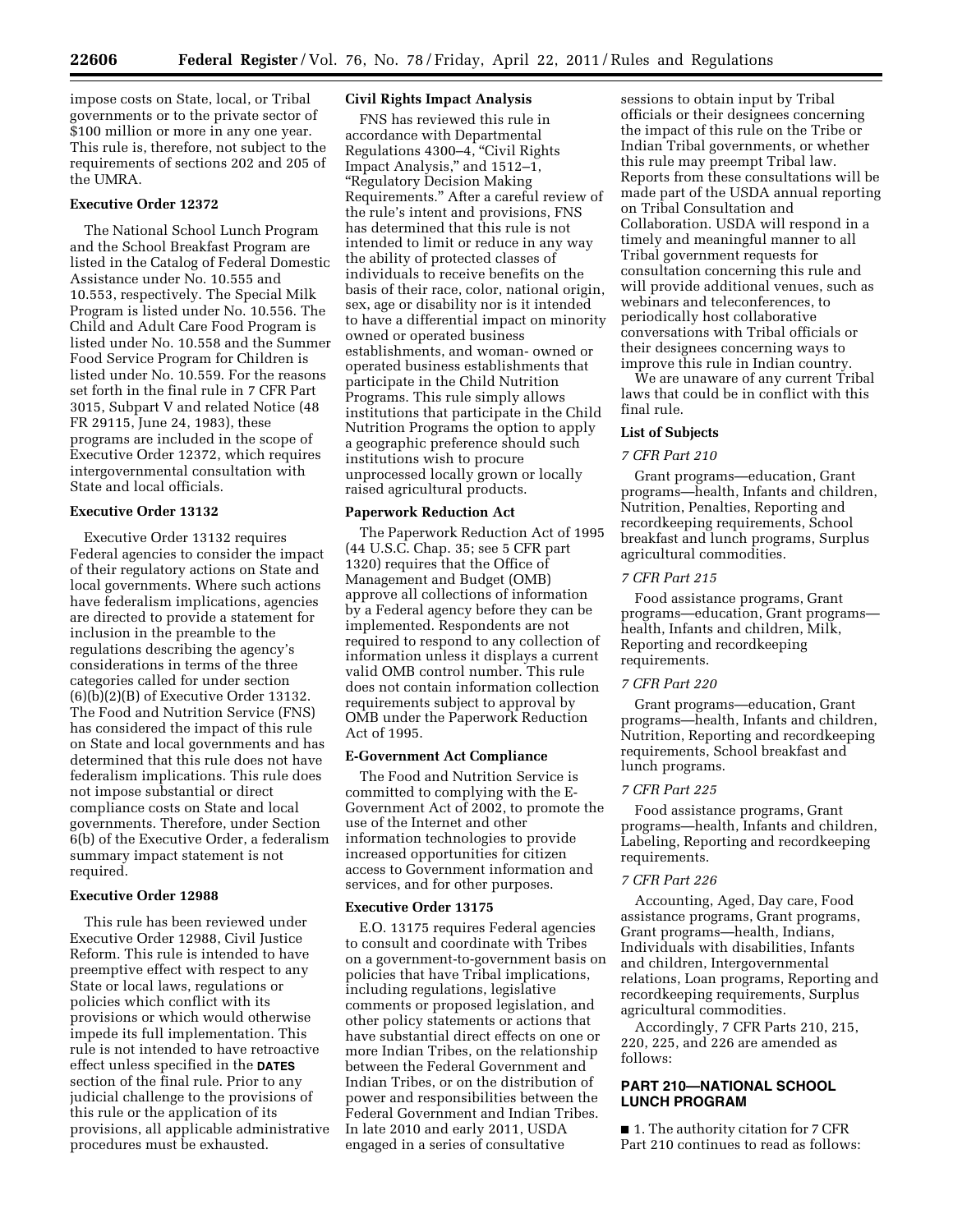impose costs on State, local, or Tribal governments or to the private sector of $100 million or more in any one year. This rule is, therefore, not subject to the requirements of sections 202 and 205 of the UMRA.

### Executive Order 12372

The National School Lunch Program and the School Breakfast Program are listed in the Catalog of Federal Domestic Assistance under No. 10.555 and 10.553, respectively. The Special Milk Program is listed under No. 10.556. The Child and Adult Care Food Program is listed under No. 10.558 and the Summer Food Service Program for Children is listed under No. 10.559. For the reasons set forth in the final rule in 7 CFR Part 3015, Subpart V and related Notice (48 FR 29115, June 24, 1983), these programs are included in the scope of Executive Order 12372, which requires intergovernmental consultation with State and local officials.

### Executive Order 13132

Executive Order 13132 requires Federal agencies to consider the impact of their regulatory actions on State and local governments. Where such actions have federalism implications, agencies are directed to provide a statement for inclusion in the preamble to the regulations describing the agency's considerations in terms of the three categories called for under section (6)(b)(2)(B) of Executive Order 13132. The Food and Nutrition Service (FNS) has considered the impact of this rule on State and local governments and has determined that this rule does not have federalism implications. This rule does not impose substantial or direct compliance costs on State and local governments. Therefore, under Section 6(b) of the Executive Order, a federalism summary impact statement is not required.

### Executive Order 12988

This rule has been reviewed under Executive Order 12988, Civil Justice Reform. This rule is intended to have preemptive effect with respect to any State or local laws, regulations or policies which conflict with its provisions or which would otherwise impede its full implementation. This rule is not intended to have retroactive effect unless specified in the **DATES** section of the final rule. Prior to any judicial challenge to the provisions of this rule or the application of its provisions, all applicable administrative procedures must be exhausted.

### Civil Rights Impact Analysis

FNS has reviewed this rule in accordance with Departmental Regulations 4300–4, "Civil Rights Impact Analysis," and 1512–1, "Regulatory Decision Making Requirements." After a careful review of the rule's intent and provisions, FNS has determined that this rule is not intended to limit or reduce in any way the ability of protected classes of individuals to receive benefits on the basis of their race, color, national origin, sex, age or disability nor is it intended to have a differential impact on minority owned or operated business establishments, and woman- owned or operated business establishments that participate in the Child Nutrition Programs. This rule simply allows institutions that participate in the Child Nutrition Programs the option to apply a geographic preference should such institutions wish to procure unprocessed locally grown or locally raised agricultural products.

### Paperwork Reduction Act

The Paperwork Reduction Act of 1995 (44 U.S.C. Chap. 35; see 5 CFR part 1320) requires that the Office of Management and Budget (OMB) approve all collections of information by a Federal agency before they can be implemented. Respondents are not required to respond to any collection of information unless it displays a current valid OMB control number. This rule does not contain information collection requirements subject to approval by OMB under the Paperwork Reduction Act of 1995.

### E-Government Act Compliance

The Food and Nutrition Service is committed to complying with the E-Government Act of 2002, to promote the use of the Internet and other information technologies to provide increased opportunities for citizen access to Government information and services, and for other purposes.

### Executive Order 13175

E.O. 13175 requires Federal agencies to consult and coordinate with Tribes on a government-to-government basis on policies that have Tribal implications, including regulations, legislative comments or proposed legislation, and other policy statements or actions that have substantial direct effects on one or more Indian Tribes, on the relationship between the Federal Government and Indian Tribes, or on the distribution of power and responsibilities between the Federal Government and Indian Tribes. In late 2010 and early 2011, USDA engaged in a series of consultative sessions to obtain input by Tribal officials or their designees concerning the impact of this rule on the Tribe or Indian Tribal governments, or whether this rule may preempt Tribal law. Reports from these consultations will be made part of the USDA annual reporting on Tribal Consultation and Collaboration. USDA will respond in a timely and meaningful manner to all Tribal government requests for consultation concerning this rule and will provide additional venues, such as webinars and teleconferences, to periodically host collaborative conversations with Tribal officials or their designees concerning ways to improve this rule in Indian country.

We are unaware of any current Tribal laws that could be in conflict with this final rule.

### List of Subjects

*7 CFR Part 210*

Grant programs—education, Grant programs—health, Infants and children, Nutrition, Penalties, Reporting and recordkeeping requirements, School breakfast and lunch programs, Surplus agricultural commodities.

*7 CFR Part 215*

Food assistance programs, Grant programs—education, Grant programs—health, Infants and children, Milk, Reporting and recordkeeping requirements.

*7 CFR Part 220*

Grant programs—education, Grant programs—health, Infants and children, Nutrition, Reporting and recordkeeping requirements, School breakfast and lunch programs.

*7 CFR Part 225*

Food assistance programs, Grant programs—health, Infants and children, Labeling, Reporting and recordkeeping requirements.

*7 CFR Part 226*

Accounting, Aged, Day care, Food assistance programs, Grant programs, Grant programs—health, Indians, Individuals with disabilities, Infants and children, Intergovernmental relations, Loan programs, Reporting and recordkeeping requirements, Surplus agricultural commodities.

Accordingly, 7 CFR Parts 210, 215, 220, 225, and 226 are amended as follows:

## PART 210—NATIONAL SCHOOL LUNCH PROGRAM

■ 1. The authority citation for 7 CFR Part 210 continues to read as follows: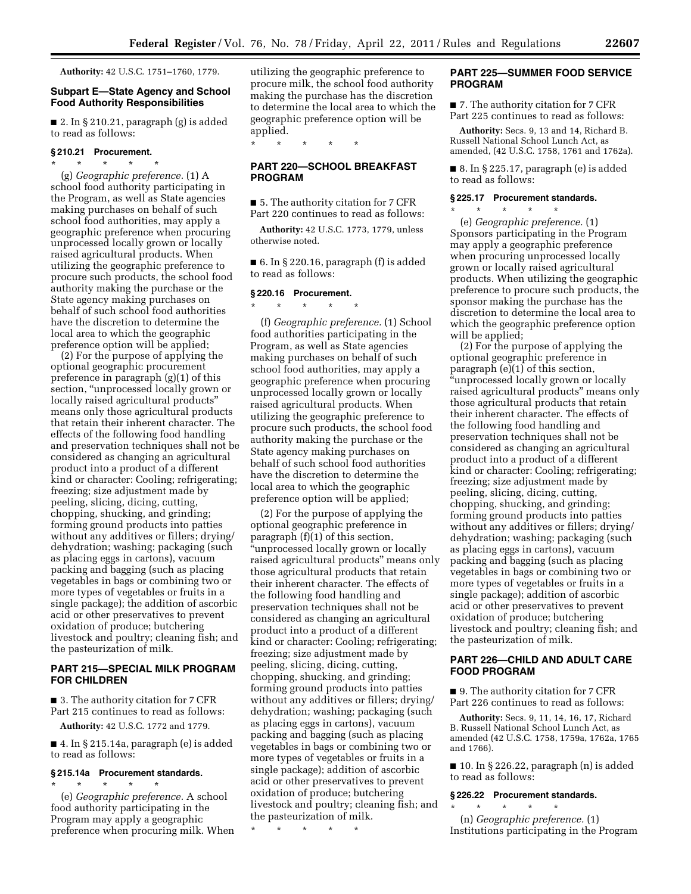**Authority:** 42 U.S.C. 1751–1760, 1779.

### Subpart E—State Agency and School Food Authority Responsibilities

■ 2. In § 210.21, paragraph (g) is added to read as follows:

#### § 210.21 Procurement.

\* \* \* \* \*

(g) *Geographic preference.* (1) A school food authority participating in the Program, as well as State agencies making purchases on behalf of such school food authorities, may apply a geographic preference when procuring unprocessed locally grown or locally raised agricultural products. When utilizing the geographic preference to procure such products, the school food authority making the purchase or the State agency making purchases on behalf of such school food authorities have the discretion to determine the local area to which the geographic preference option will be applied;

(2) For the purpose of applying the optional geographic procurement preference in paragraph (g)(1) of this section, "unprocessed locally grown or locally raised agricultural products" means only those agricultural products that retain their inherent character. The effects of the following food handling and preservation techniques shall not be considered as changing an agricultural product into a product of a different kind or character: Cooling; refrigerating; freezing; size adjustment made by peeling, slicing, dicing, cutting, chopping, shucking, and grinding; forming ground products into patties without any additives or fillers; drying/dehydration; washing; packaging (such as placing eggs in cartons), vacuum packing and bagging (such as placing vegetables in bags or combining two or more types of vegetables or fruits in a single package); the addition of ascorbic acid or other preservatives to prevent oxidation of produce; butchering livestock and poultry; cleaning fish; and the pasteurization of milk.

## PART 215—SPECIAL MILK PROGRAM FOR CHILDREN

■ 3. The authority citation for 7 CFR Part 215 continues to read as follows:

**Authority:** 42 U.S.C. 1772 and 1779.

■ 4. In § 215.14a, paragraph (e) is added to read as follows:

#### § 215.14a Procurement standards.

\* \* \* \* \*

(e) *Geographic preference.* A school food authority participating in the Program may apply a geographic preference when procuring milk. When utilizing the geographic preference to procure milk, the school food authority making the purchase has the discretion to determine the local area to which the geographic preference option will be applied.

\* \* \* \* \*

## PART 220—SCHOOL BREAKFAST PROGRAM

■ 5. The authority citation for 7 CFR Part 220 continues to read as follows:

**Authority:** 42 U.S.C. 1773, 1779, unless otherwise noted.

■ 6. In § 220.16, paragraph (f) is added to read as follows:

#### § 220.16 Procurement.

\* \* \* \* \*

(f) *Geographic preference.* (1) School food authorities participating in the Program, as well as State agencies making purchases on behalf of such school food authorities, may apply a geographic preference when procuring unprocessed locally grown or locally raised agricultural products. When utilizing the geographic preference to procure such products, the school food authority making the purchase or the State agency making purchases on behalf of such school food authorities have the discretion to determine the local area to which the geographic preference option will be applied;

(2) For the purpose of applying the optional geographic preference in paragraph (f)(1) of this section, "unprocessed locally grown or locally raised agricultural products" means only those agricultural products that retain their inherent character. The effects of the following food handling and preservation techniques shall not be considered as changing an agricultural product into a product of a different kind or character: Cooling; refrigerating; freezing; size adjustment made by peeling, slicing, dicing, cutting, chopping, shucking, and grinding; forming ground products into patties without any additives or fillers; drying/dehydration; washing; packaging (such as placing eggs in cartons), vacuum packing and bagging (such as placing vegetables in bags or combining two or more types of vegetables or fruits in a single package); addition of ascorbic acid or other preservatives to prevent oxidation of produce; butchering livestock and poultry; cleaning fish; and the pasteurization of milk.

\* \* \* \* \*

## PART 225—SUMMER FOOD SERVICE PROGRAM

■ 7. The authority citation for 7 CFR Part 225 continues to read as follows:

**Authority:** Secs. 9, 13 and 14, Richard B. Russell National School Lunch Act, as amended, (42 U.S.C. 1758, 1761 and 1762a).

■ 8. In § 225.17, paragraph (e) is added to read as follows:

#### § 225.17 Procurement standards.

\* \* \* \* \*

(e) *Geographic preference.* (1) Sponsors participating in the Program may apply a geographic preference when procuring unprocessed locally grown or locally raised agricultural products. When utilizing the geographic preference to procure such products, the sponsor making the purchase has the discretion to determine the local area to which the geographic preference option will be applied;

(2) For the purpose of applying the optional geographic preference in paragraph (e)(1) of this section, "unprocessed locally grown or locally raised agricultural products" means only those agricultural products that retain their inherent character. The effects of the following food handling and preservation techniques shall not be considered as changing an agricultural product into a product of a different kind or character: Cooling; refrigerating; freezing; size adjustment made by peeling, slicing, dicing, cutting, chopping, shucking, and grinding; forming ground products into patties without any additives or fillers; drying/dehydration; washing; packaging (such as placing eggs in cartons), vacuum packing and bagging (such as placing vegetables in bags or combining two or more types of vegetables or fruits in a single package); addition of ascorbic acid or other preservatives to prevent oxidation of produce; butchering livestock and poultry; cleaning fish; and the pasteurization of milk.

## PART 226—CHILD AND ADULT CARE FOOD PROGRAM

■ 9. The authority citation for 7 CFR Part 226 continues to read as follows:

**Authority:** Secs. 9, 11, 14, 16, 17, Richard B. Russell National School Lunch Act, as amended (42 U.S.C. 1758, 1759a, 1762a, 1765 and 1766).

■ 10. In § 226.22, paragraph (n) is added to read as follows:

#### § 226.22 Procurement standards.

\* \* \* \* \*

(n) *Geographic preference.* (1) Institutions participating in the Program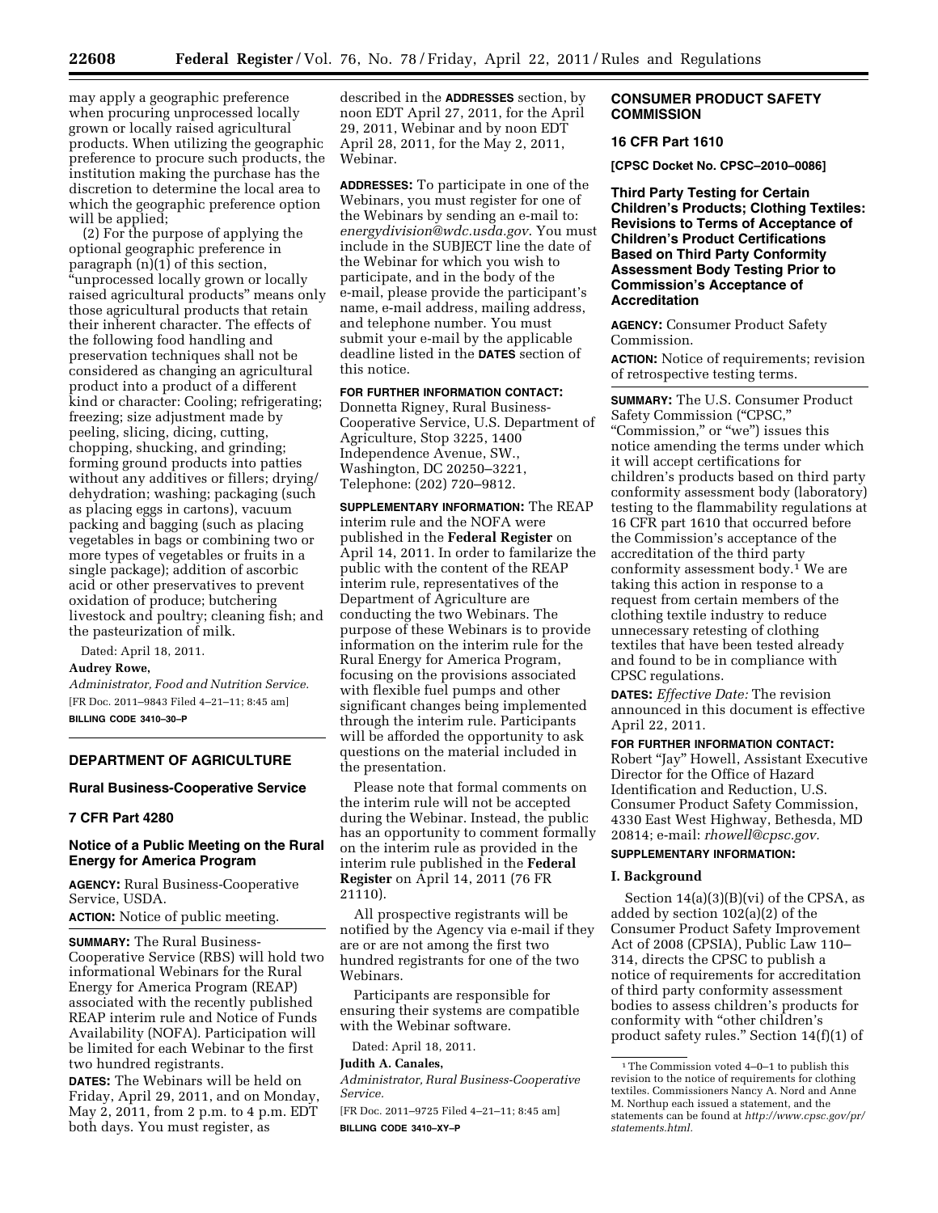may apply a geographic preference when procuring unprocessed locally grown or locally raised agricultural products. When utilizing the geographic preference to procure such products, the institution making the purchase has the discretion to determine the local area to which the geographic preference option will be applied;

(2) For the purpose of applying the optional geographic preference in paragraph (n)(1) of this section, "unprocessed locally grown or locally raised agricultural products" means only those agricultural products that retain their inherent character. The effects of the following food handling and preservation techniques shall not be considered as changing an agricultural product into a product of a different kind or character: Cooling; refrigerating; freezing; size adjustment made by peeling, slicing, dicing, cutting, chopping, shucking, and grinding; forming ground products into patties without any additives or fillers; drying/dehydration; washing; packaging (such as placing eggs in cartons), vacuum packing and bagging (such as placing vegetables in bags or combining two or more types of vegetables or fruits in a single package); addition of ascorbic acid or other preservatives to prevent oxidation of produce; butchering livestock and poultry; cleaning fish; and the pasteurization of milk.

Dated: April 18, 2011.

**Audrey Rowe,**

*Administrator, Food and Nutrition Service.*

[FR Doc. 2011–9843 Filed 4–21–11; 8:45 am]

**BILLING CODE 3410–30–P**

## DEPARTMENT OF AGRICULTURE

### Rural Business-Cooperative Service

### 7 CFR Part 4280

### Notice of a Public Meeting on the Rural Energy for America Program

**AGENCY:** Rural Business-Cooperative Service, USDA.

**ACTION:** Notice of public meeting.

**SUMMARY:** The Rural Business-Cooperative Service (RBS) will hold two informational Webinars for the Rural Energy for America Program (REAP) associated with the recently published REAP interim rule and Notice of Funds Availability (NOFA). Participation will be limited for each Webinar to the first two hundred registrants.

**DATES:** The Webinars will be held on Friday, April 29, 2011, and on Monday, May 2, 2011, from 2 p.m. to 4 p.m. EDT both days. You must register, as described in the **ADDRESSES** section, by noon EDT April 27, 2011, for the April 29, 2011, Webinar and by noon EDT April 28, 2011, for the May 2, 2011, Webinar.

**ADDRESSES:** To participate in one of the Webinars, you must register for one of the Webinars by sending an e-mail to: *energydivision@wdc.usda.gov*. You must include in the SUBJECT line the date of the Webinar for which you wish to participate, and in the body of the e-mail, please provide the participant's name, e-mail address, mailing address, and telephone number. You must submit your e-mail by the applicable deadline listed in the **DATES** section of this notice.

**FOR FURTHER INFORMATION CONTACT:** Donnetta Rigney, Rural Business-Cooperative Service, U.S. Department of Agriculture, Stop 3225, 1400 Independence Avenue, SW., Washington, DC 20250–3221, Telephone: (202) 720–9812.

**SUPPLEMENTARY INFORMATION:** The REAP interim rule and the NOFA were published in the **Federal Register** on April 14, 2011. In order to familarize the public with the content of the REAP interim rule, representatives of the Department of Agriculture are conducting the two Webinars. The purpose of these Webinars is to provide information on the interim rule for the Rural Energy for America Program, focusing on the provisions associated with flexible fuel pumps and other significant changes being implemented through the interim rule. Participants will be afforded the opportunity to ask questions on the material included in the presentation.

Please note that formal comments on the interim rule will not be accepted during the Webinar. Instead, the public has an opportunity to comment formally on the interim rule as provided in the interim rule published in the **Federal Register** on April 14, 2011 (76 FR 21110).

All prospective registrants will be notified by the Agency via e-mail if they are or are not among the first two hundred registrants for one of the two Webinars.

Participants are responsible for ensuring their systems are compatible with the Webinar software.

Dated: April 18, 2011.

**Judith A. Canales,**

*Administrator, Rural Business-Cooperative Service.*

[FR Doc. 2011–9725 Filed 4–21–11; 8:45 am]

**BILLING CODE 3410–XY–P**

## CONSUMER PRODUCT SAFETY COMMISSION

### 16 CFR Part 1610

**[CPSC Docket No. CPSC–2010–0086]**

### Third Party Testing for Certain Children's Products; Clothing Textiles: Revisions to Terms of Acceptance of Children's Product Certifications Based on Third Party Conformity Assessment Body Testing Prior to Commission's Acceptance of Accreditation

**AGENCY:** Consumer Product Safety Commission.

**ACTION:** Notice of requirements; revision of retrospective testing terms.

**SUMMARY:** The U.S. Consumer Product Safety Commission ("CPSC," "Commission," or "we") issues this notice amending the terms under which it will accept certifications for children's products based on third party conformity assessment body (laboratory) testing to the flammability regulations at 16 CFR part 1610 that occurred before the Commission's acceptance of the accreditation of the third party conformity assessment body.[1] We are taking this action in response to a request from certain members of the clothing textile industry to reduce unnecessary retesting of clothing textiles that have been tested already and found to be in compliance with CPSC regulations.

**DATES:** *Effective Date:* The revision announced in this document is effective April 22, 2011.

**FOR FURTHER INFORMATION CONTACT:** Robert "Jay" Howell, Assistant Executive Director for the Office of Hazard Identification and Reduction, U.S. Consumer Product Safety Commission, 4330 East West Highway, Bethesda, MD 20814; e-mail: *rhowell@cpsc.gov.*

**SUPPLEMENTARY INFORMATION:**

#### I. Background

Section 14(a)(3)(B)(vi) of the CPSA, as added by section 102(a)(2) of the Consumer Product Safety Improvement Act of 2008 (CPSIA), Public Law 110–314, directs the CPSC to publish a notice of requirements for accreditation of third party conformity assessment bodies to assess children's products for conformity with "other children's product safety rules." Section 14(f)(1) of

[1] The Commission voted 4–0–1 to publish this revision to the notice of requirements for clothing textiles. Commissioners Nancy A. Nord and Anne M. Northup each issued a statement, and the statements can be found at *http://www.cpsc.gov/pr/statements.html.*